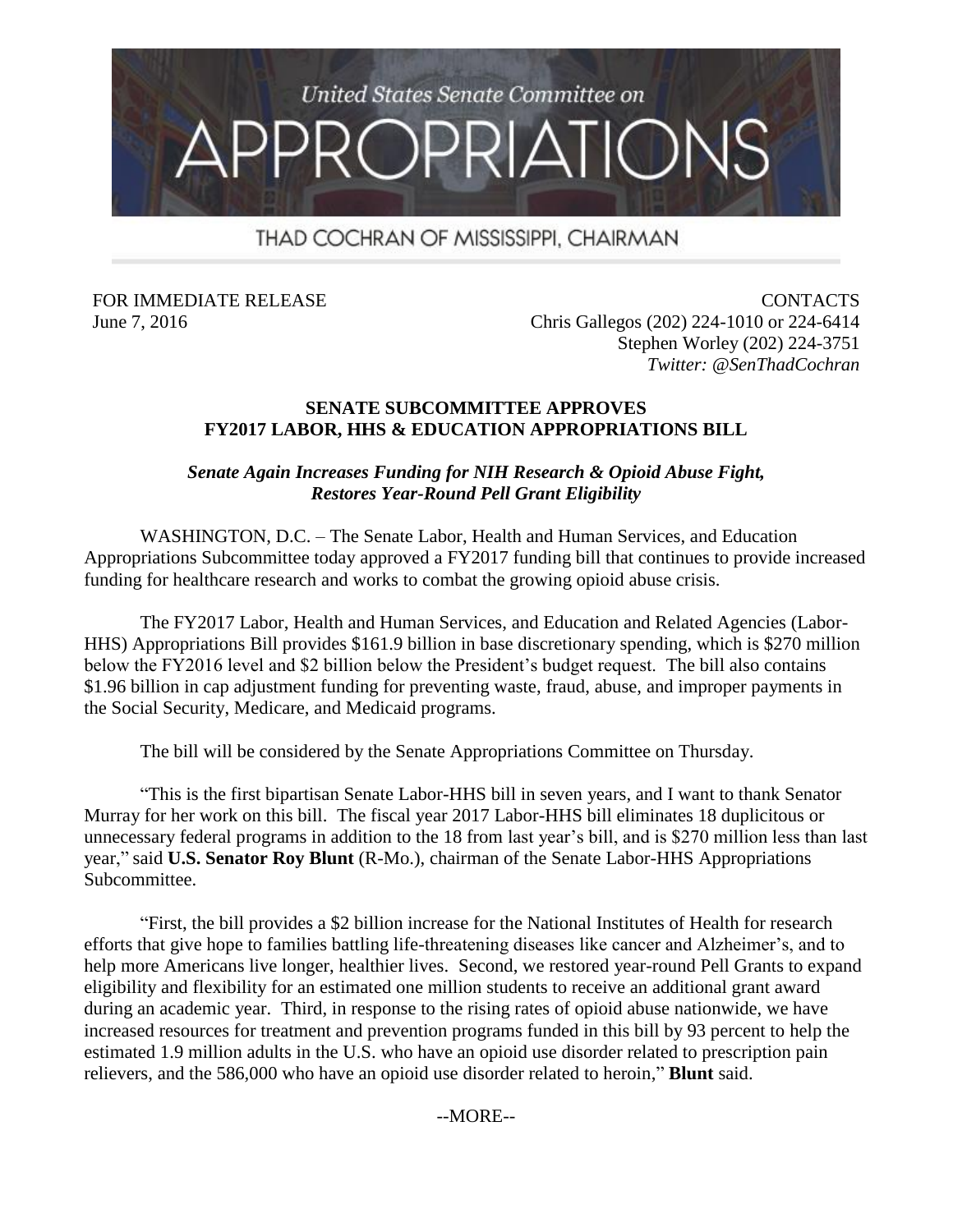United States Senate Committee on

# APPROPRIATIONS

THAD COCHRAN OF MISSISSIPPI, CHAIRMAN

FOR IMMEDIATE RELEASE
June 7, 2016

CONTACTS
Chris Gallegos (202) 224-1010 or 224-6414
Stephen Worley (202) 224-3751
*Twitter: @SenThadCochran*

## SENATE SUBCOMMITTEE APPROVES FY2017 LABOR, HHS & EDUCATION APPROPRIATIONS BILL

***Senate Again Increases Funding for NIH Research & Opioid Abuse Fight, Restores Year-Round Pell Grant Eligibility***

WASHINGTON, D.C. – The Senate Labor, Health and Human Services, and Education Appropriations Subcommittee today approved a FY2017 funding bill that continues to provide increased funding for healthcare research and works to combat the growing opioid abuse crisis.

The FY2017 Labor, Health and Human Services, and Education and Related Agencies (Labor-HHS) Appropriations Bill provides $161.9 billion in base discretionary spending, which is $270 million below the FY2016 level and $2 billion below the President's budget request. The bill also contains $1.96 billion in cap adjustment funding for preventing waste, fraud, abuse, and improper payments in the Social Security, Medicare, and Medicaid programs.

The bill will be considered by the Senate Appropriations Committee on Thursday.

"This is the first bipartisan Senate Labor-HHS bill in seven years, and I want to thank Senator Murray for her work on this bill. The fiscal year 2017 Labor-HHS bill eliminates 18 duplicitous or unnecessary federal programs in addition to the 18 from last year's bill, and is $270 million less than last year," said **U.S. Senator Roy Blunt** (R-Mo.), chairman of the Senate Labor-HHS Appropriations Subcommittee.

"First, the bill provides a $2 billion increase for the National Institutes of Health for research efforts that give hope to families battling life-threatening diseases like cancer and Alzheimer's, and to help more Americans live longer, healthier lives. Second, we restored year-round Pell Grants to expand eligibility and flexibility for an estimated one million students to receive an additional grant award during an academic year. Third, in response to the rising rates of opioid abuse nationwide, we have increased resources for treatment and prevention programs funded in this bill by 93 percent to help the estimated 1.9 million adults in the U.S. who have an opioid use disorder related to prescription pain relievers, and the 586,000 who have an opioid use disorder related to heroin," **Blunt** said.

--MORE--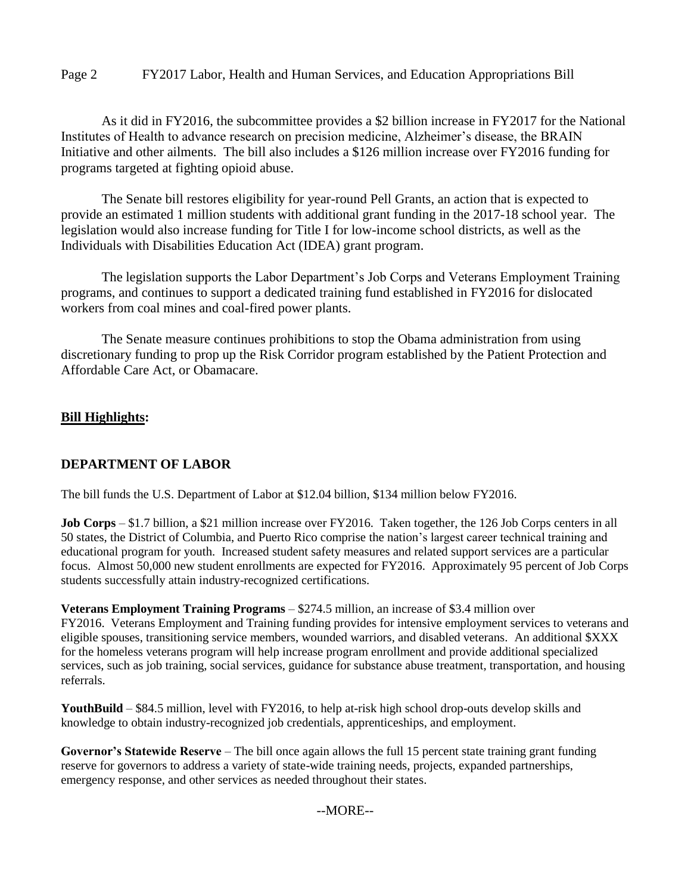As it did in FY2016, the subcommittee provides a $2 billion increase in FY2017 for the National Institutes of Health to advance research on precision medicine, Alzheimer's disease, the BRAIN Initiative and other ailments. The bill also includes a $126 million increase over FY2016 funding for programs targeted at fighting opioid abuse.

The Senate bill restores eligibility for year-round Pell Grants, an action that is expected to provide an estimated 1 million students with additional grant funding in the 2017-18 school year. The legislation would also increase funding for Title I for low-income school districts, as well as the Individuals with Disabilities Education Act (IDEA) grant program.

The legislation supports the Labor Department's Job Corps and Veterans Employment Training programs, and continues to support a dedicated training fund established in FY2016 for dislocated workers from coal mines and coal-fired power plants.

The Senate measure continues prohibitions to stop the Obama administration from using discretionary funding to prop up the Risk Corridor program established by the Patient Protection and Affordable Care Act, or Obamacare.

**Bill Highlights:**

## DEPARTMENT OF LABOR

The bill funds the U.S. Department of Labor at $12.04 billion, $134 million below FY2016.

**Job Corps** – $1.7 billion, a $21 million increase over FY2016. Taken together, the 126 Job Corps centers in all 50 states, the District of Columbia, and Puerto Rico comprise the nation's largest career technical training and educational program for youth. Increased student safety measures and related support services are a particular focus. Almost 50,000 new student enrollments are expected for FY2016. Approximately 95 percent of Job Corps students successfully attain industry-recognized certifications.

**Veterans Employment Training Programs** – $274.5 million, an increase of $3.4 million over FY2016. Veterans Employment and Training funding provides for intensive employment services to veterans and eligible spouses, transitioning service members, wounded warriors, and disabled veterans. An additional $XXX for the homeless veterans program will help increase program enrollment and provide additional specialized services, such as job training, social services, guidance for substance abuse treatment, transportation, and housing referrals.

**YouthBuild** – $84.5 million, level with FY2016, to help at-risk high school drop-outs develop skills and knowledge to obtain industry-recognized job credentials, apprenticeships, and employment.

**Governor's Statewide Reserve** – The bill once again allows the full 15 percent state training grant funding reserve for governors to address a variety of state-wide training needs, projects, expanded partnerships, emergency response, and other services as needed throughout their states.

--MORE--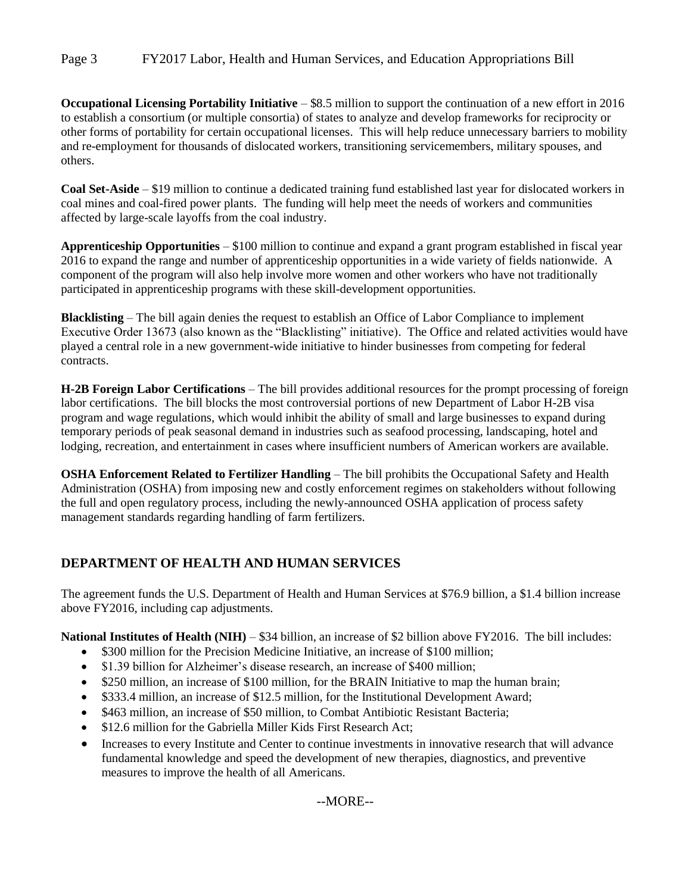**Occupational Licensing Portability Initiative** – $8.5 million to support the continuation of a new effort in 2016 to establish a consortium (or multiple consortia) of states to analyze and develop frameworks for reciprocity or other forms of portability for certain occupational licenses. This will help reduce unnecessary barriers to mobility and re-employment for thousands of dislocated workers, transitioning servicemembers, military spouses, and others.

**Coal Set-Aside** – $19 million to continue a dedicated training fund established last year for dislocated workers in coal mines and coal-fired power plants. The funding will help meet the needs of workers and communities affected by large-scale layoffs from the coal industry.

**Apprenticeship Opportunities** – $100 million to continue and expand a grant program established in fiscal year 2016 to expand the range and number of apprenticeship opportunities in a wide variety of fields nationwide. A component of the program will also help involve more women and other workers who have not traditionally participated in apprenticeship programs with these skill-development opportunities.

**Blacklisting** – The bill again denies the request to establish an Office of Labor Compliance to implement Executive Order 13673 (also known as the "Blacklisting" initiative). The Office and related activities would have played a central role in a new government-wide initiative to hinder businesses from competing for federal contracts.

**H-2B Foreign Labor Certifications** – The bill provides additional resources for the prompt processing of foreign labor certifications. The bill blocks the most controversial portions of new Department of Labor H-2B visa program and wage regulations, which would inhibit the ability of small and large businesses to expand during temporary periods of peak seasonal demand in industries such as seafood processing, landscaping, hotel and lodging, recreation, and entertainment in cases where insufficient numbers of American workers are available.

**OSHA Enforcement Related to Fertilizer Handling** – The bill prohibits the Occupational Safety and Health Administration (OSHA) from imposing new and costly enforcement regimes on stakeholders without following the full and open regulatory process, including the newly-announced OSHA application of process safety management standards regarding handling of farm fertilizers.

## DEPARTMENT OF HEALTH AND HUMAN SERVICES

The agreement funds the U.S. Department of Health and Human Services at $76.9 billion, a $1.4 billion increase above FY2016, including cap adjustments.

**National Institutes of Health (NIH)** – $34 billion, an increase of $2 billion above FY2016. The bill includes:

- $300 million for the Precision Medicine Initiative, an increase of $100 million;
- $1.39 billion for Alzheimer's disease research, an increase of $400 million;
- $250 million, an increase of $100 million, for the BRAIN Initiative to map the human brain;
- $333.4 million, an increase of $12.5 million, for the Institutional Development Award;
- $463 million, an increase of $50 million, to Combat Antibiotic Resistant Bacteria;
- $12.6 million for the Gabriella Miller Kids First Research Act;
- Increases to every Institute and Center to continue investments in innovative research that will advance fundamental knowledge and speed the development of new therapies, diagnostics, and preventive measures to improve the health of all Americans.

--MORE--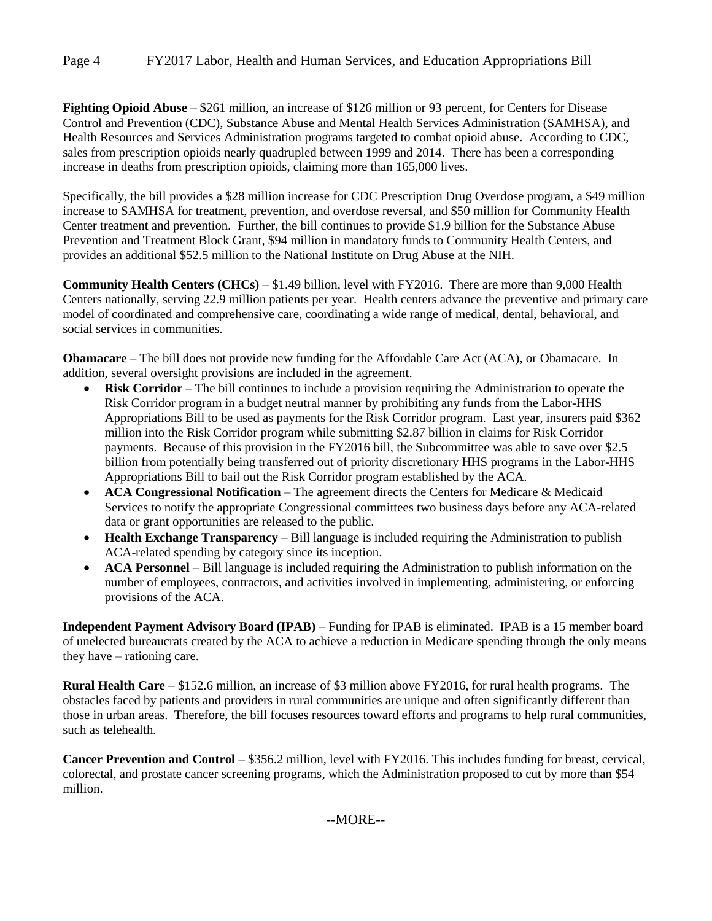**Fighting Opioid Abuse** – $261 million, an increase of $126 million or 93 percent, for Centers for Disease Control and Prevention (CDC), Substance Abuse and Mental Health Services Administration (SAMHSA), and Health Resources and Services Administration programs targeted to combat opioid abuse. According to CDC, sales from prescription opioids nearly quadrupled between 1999 and 2014. There has been a corresponding increase in deaths from prescription opioids, claiming more than 165,000 lives.

Specifically, the bill provides a $28 million increase for CDC Prescription Drug Overdose program, a $49 million increase to SAMHSA for treatment, prevention, and overdose reversal, and $50 million for Community Health Center treatment and prevention. Further, the bill continues to provide $1.9 billion for the Substance Abuse Prevention and Treatment Block Grant, $94 million in mandatory funds to Community Health Centers, and provides an additional $52.5 million to the National Institute on Drug Abuse at the NIH.

**Community Health Centers (CHCs)** – $1.49 billion, level with FY2016. There are more than 9,000 Health Centers nationally, serving 22.9 million patients per year. Health centers advance the preventive and primary care model of coordinated and comprehensive care, coordinating a wide range of medical, dental, behavioral, and social services in communities.

**Obamacare** – The bill does not provide new funding for the Affordable Care Act (ACA), or Obamacare. In addition, several oversight provisions are included in the agreement.

- **Risk Corridor** – The bill continues to include a provision requiring the Administration to operate the Risk Corridor program in a budget neutral manner by prohibiting any funds from the Labor-HHS Appropriations Bill to be used as payments for the Risk Corridor program. Last year, insurers paid $362 million into the Risk Corridor program while submitting $2.87 billion in claims for Risk Corridor payments. Because of this provision in the FY2016 bill, the Subcommittee was able to save over $2.5 billion from potentially being transferred out of priority discretionary HHS programs in the Labor-HHS Appropriations Bill to bail out the Risk Corridor program established by the ACA.
- **ACA Congressional Notification** – The agreement directs the Centers for Medicare & Medicaid Services to notify the appropriate Congressional committees two business days before any ACA-related data or grant opportunities are released to the public.
- **Health Exchange Transparency** – Bill language is included requiring the Administration to publish ACA-related spending by category since its inception.
- **ACA Personnel** – Bill language is included requiring the Administration to publish information on the number of employees, contractors, and activities involved in implementing, administering, or enforcing provisions of the ACA.

**Independent Payment Advisory Board (IPAB)** – Funding for IPAB is eliminated. IPAB is a 15 member board of unelected bureaucrats created by the ACA to achieve a reduction in Medicare spending through the only means they have – rationing care.

**Rural Health Care** – $152.6 million, an increase of $3 million above FY2016, for rural health programs. The obstacles faced by patients and providers in rural communities are unique and often significantly different than those in urban areas. Therefore, the bill focuses resources toward efforts and programs to help rural communities, such as telehealth.

**Cancer Prevention and Control** – $356.2 million, level with FY2016. This includes funding for breast, cervical, colorectal, and prostate cancer screening programs, which the Administration proposed to cut by more than $54 million.

--MORE--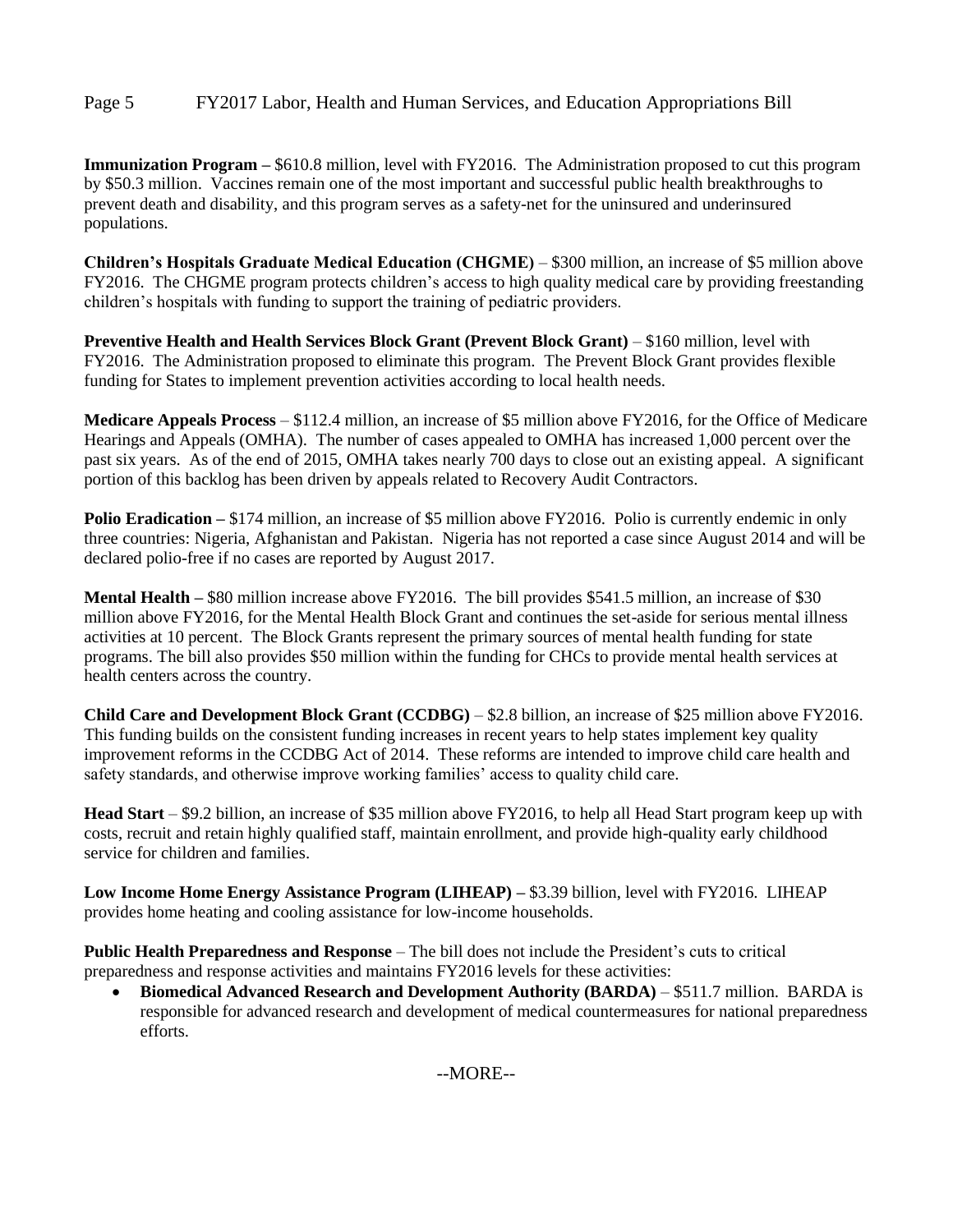**Immunization Program –** $610.8 million, level with FY2016. The Administration proposed to cut this program by $50.3 million. Vaccines remain one of the most important and successful public health breakthroughs to prevent death and disability, and this program serves as a safety-net for the uninsured and underinsured populations.

**Children's Hospitals Graduate Medical Education (CHGME)** – $300 million, an increase of $5 million above FY2016. The CHGME program protects children's access to high quality medical care by providing freestanding children's hospitals with funding to support the training of pediatric providers.

**Preventive Health and Health Services Block Grant (Prevent Block Grant)** – $160 million, level with FY2016. The Administration proposed to eliminate this program. The Prevent Block Grant provides flexible funding for States to implement prevention activities according to local health needs.

**Medicare Appeals Process** – $112.4 million, an increase of $5 million above FY2016, for the Office of Medicare Hearings and Appeals (OMHA). The number of cases appealed to OMHA has increased 1,000 percent over the past six years. As of the end of 2015, OMHA takes nearly 700 days to close out an existing appeal. A significant portion of this backlog has been driven by appeals related to Recovery Audit Contractors.

**Polio Eradication –** $174 million, an increase of $5 million above FY2016. Polio is currently endemic in only three countries: Nigeria, Afghanistan and Pakistan. Nigeria has not reported a case since August 2014 and will be declared polio-free if no cases are reported by August 2017.

**Mental Health –** $80 million increase above FY2016. The bill provides $541.5 million, an increase of $30 million above FY2016, for the Mental Health Block Grant and continues the set-aside for serious mental illness activities at 10 percent. The Block Grants represent the primary sources of mental health funding for state programs. The bill also provides $50 million within the funding for CHCs to provide mental health services at health centers across the country.

**Child Care and Development Block Grant (CCDBG)** – $2.8 billion, an increase of $25 million above FY2016. This funding builds on the consistent funding increases in recent years to help states implement key quality improvement reforms in the CCDBG Act of 2014. These reforms are intended to improve child care health and safety standards, and otherwise improve working families' access to quality child care.

**Head Start** – $9.2 billion, an increase of $35 million above FY2016, to help all Head Start program keep up with costs, recruit and retain highly qualified staff, maintain enrollment, and provide high-quality early childhood service for children and families.

**Low Income Home Energy Assistance Program (LIHEAP) –** $3.39 billion, level with FY2016. LIHEAP provides home heating and cooling assistance for low-income households.

**Public Health Preparedness and Response** – The bill does not include the President's cuts to critical preparedness and response activities and maintains FY2016 levels for these activities:

- **Biomedical Advanced Research and Development Authority (BARDA)** – $511.7 million. BARDA is responsible for advanced research and development of medical countermeasures for national preparedness efforts.

--MORE--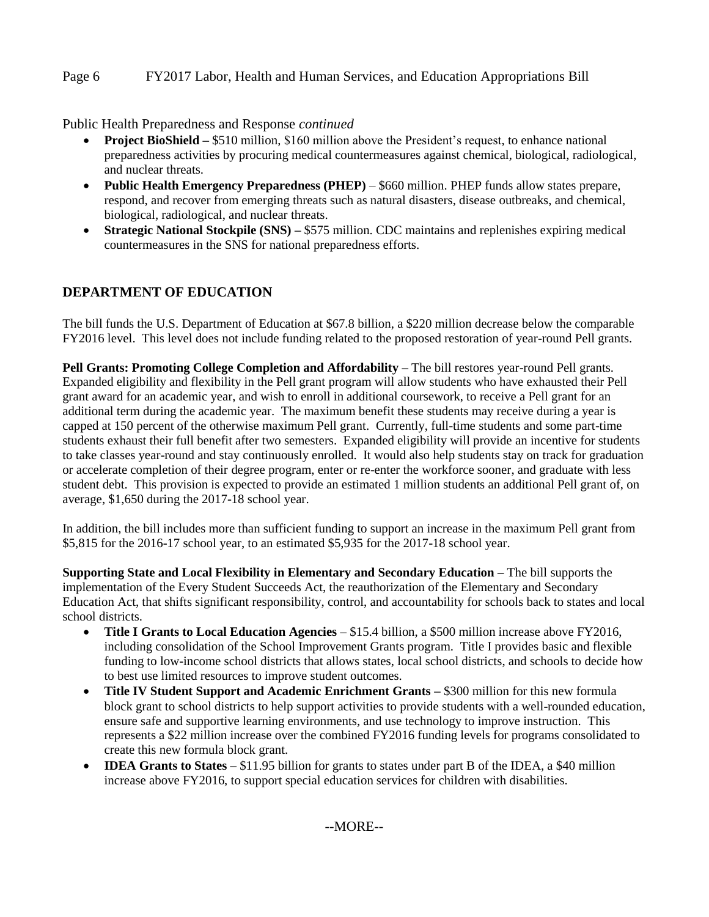Public Health Preparedness and Response *continued*

- **Project BioShield –** $510 million, $160 million above the President's request, to enhance national preparedness activities by procuring medical countermeasures against chemical, biological, radiological, and nuclear threats.
- **Public Health Emergency Preparedness (PHEP)** – $660 million. PHEP funds allow states prepare, respond, and recover from emerging threats such as natural disasters, disease outbreaks, and chemical, biological, radiological, and nuclear threats.
- **Strategic National Stockpile (SNS) –** $575 million. CDC maintains and replenishes expiring medical countermeasures in the SNS for national preparedness efforts.

## DEPARTMENT OF EDUCATION

The bill funds the U.S. Department of Education at $67.8 billion, a $220 million decrease below the comparable FY2016 level. This level does not include funding related to the proposed restoration of year-round Pell grants.

**Pell Grants: Promoting College Completion and Affordability –** The bill restores year-round Pell grants. Expanded eligibility and flexibility in the Pell grant program will allow students who have exhausted their Pell grant award for an academic year, and wish to enroll in additional coursework, to receive a Pell grant for an additional term during the academic year. The maximum benefit these students may receive during a year is capped at 150 percent of the otherwise maximum Pell grant. Currently, full-time students and some part-time students exhaust their full benefit after two semesters. Expanded eligibility will provide an incentive for students to take classes year-round and stay continuously enrolled. It would also help students stay on track for graduation or accelerate completion of their degree program, enter or re-enter the workforce sooner, and graduate with less student debt. This provision is expected to provide an estimated 1 million students an additional Pell grant of, on average, $1,650 during the 2017-18 school year.

In addition, the bill includes more than sufficient funding to support an increase in the maximum Pell grant from $5,815 for the 2016-17 school year, to an estimated $5,935 for the 2017-18 school year.

**Supporting State and Local Flexibility in Elementary and Secondary Education –** The bill supports the implementation of the Every Student Succeeds Act, the reauthorization of the Elementary and Secondary Education Act, that shifts significant responsibility, control, and accountability for schools back to states and local school districts.

- **Title I Grants to Local Education Agencies** – $15.4 billion, a $500 million increase above FY2016, including consolidation of the School Improvement Grants program. Title I provides basic and flexible funding to low-income school districts that allows states, local school districts, and schools to decide how to best use limited resources to improve student outcomes.
- **Title IV Student Support and Academic Enrichment Grants –** $300 million for this new formula block grant to school districts to help support activities to provide students with a well-rounded education, ensure safe and supportive learning environments, and use technology to improve instruction. This represents a $22 million increase over the combined FY2016 funding levels for programs consolidated to create this new formula block grant.
- **IDEA Grants to States –** $11.95 billion for grants to states under part B of the IDEA, a $40 million increase above FY2016, to support special education services for children with disabilities.

--MORE--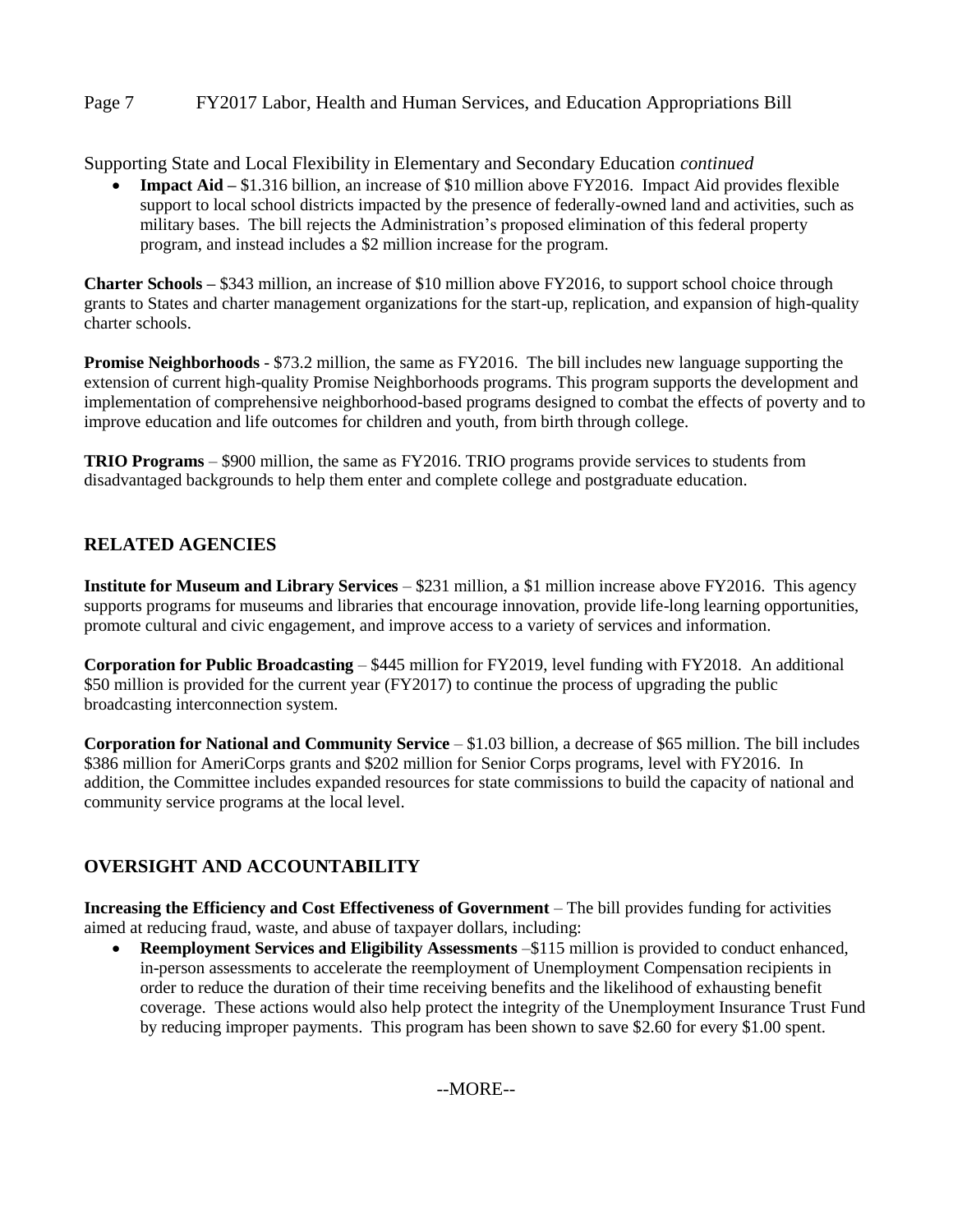Supporting State and Local Flexibility in Elementary and Secondary Education *continued*

- **Impact Aid –** $1.316 billion, an increase of $10 million above FY2016. Impact Aid provides flexible support to local school districts impacted by the presence of federally-owned land and activities, such as military bases. The bill rejects the Administration's proposed elimination of this federal property program, and instead includes a $2 million increase for the program.

**Charter Schools –** $343 million, an increase of $10 million above FY2016, to support school choice through grants to States and charter management organizations for the start-up, replication, and expansion of high-quality charter schools.

**Promise Neighborhoods** - $73.2 million, the same as FY2016. The bill includes new language supporting the extension of current high-quality Promise Neighborhoods programs. This program supports the development and implementation of comprehensive neighborhood-based programs designed to combat the effects of poverty and to improve education and life outcomes for children and youth, from birth through college.

**TRIO Programs** – $900 million, the same as FY2016. TRIO programs provide services to students from disadvantaged backgrounds to help them enter and complete college and postgraduate education.

## RELATED AGENCIES

**Institute for Museum and Library Services** – $231 million, a $1 million increase above FY2016. This agency supports programs for museums and libraries that encourage innovation, provide life-long learning opportunities, promote cultural and civic engagement, and improve access to a variety of services and information.

**Corporation for Public Broadcasting** – $445 million for FY2019, level funding with FY2018. An additional $50 million is provided for the current year (FY2017) to continue the process of upgrading the public broadcasting interconnection system.

**Corporation for National and Community Service** – $1.03 billion, a decrease of $65 million. The bill includes $386 million for AmeriCorps grants and $202 million for Senior Corps programs, level with FY2016. In addition, the Committee includes expanded resources for state commissions to build the capacity of national and community service programs at the local level.

## OVERSIGHT AND ACCOUNTABILITY

**Increasing the Efficiency and Cost Effectiveness of Government** – The bill provides funding for activities aimed at reducing fraud, waste, and abuse of taxpayer dollars, including:

- **Reemployment Services and Eligibility Assessments** –$115 million is provided to conduct enhanced, in-person assessments to accelerate the reemployment of Unemployment Compensation recipients in order to reduce the duration of their time receiving benefits and the likelihood of exhausting benefit coverage. These actions would also help protect the integrity of the Unemployment Insurance Trust Fund by reducing improper payments. This program has been shown to save $2.60 for every $1.00 spent.

--MORE--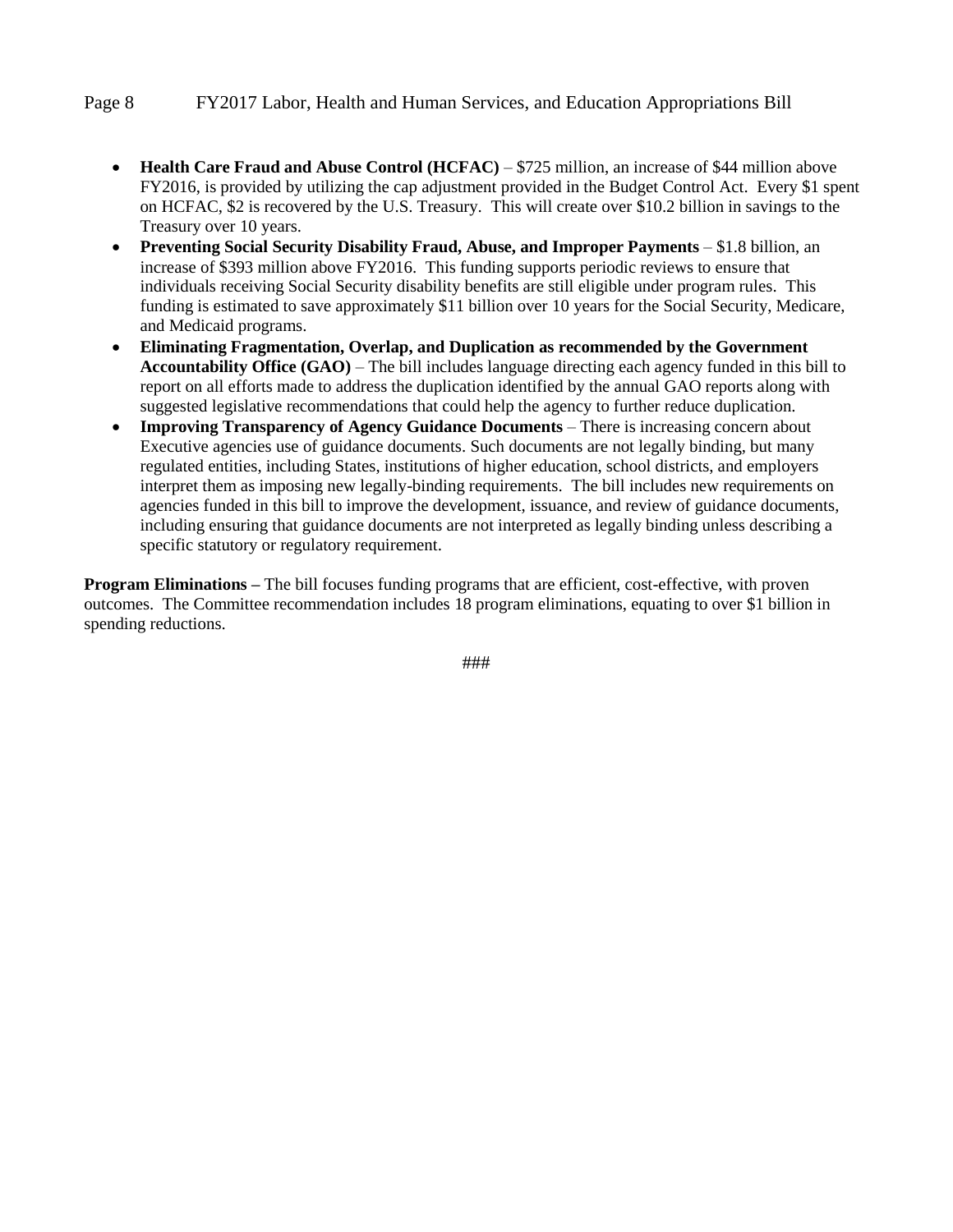- **Health Care Fraud and Abuse Control (HCFAC)** – $725 million, an increase of $44 million above FY2016, is provided by utilizing the cap adjustment provided in the Budget Control Act. Every $1 spent on HCFAC, $2 is recovered by the U.S. Treasury. This will create over $10.2 billion in savings to the Treasury over 10 years.
- **Preventing Social Security Disability Fraud, Abuse, and Improper Payments** – $1.8 billion, an increase of $393 million above FY2016. This funding supports periodic reviews to ensure that individuals receiving Social Security disability benefits are still eligible under program rules. This funding is estimated to save approximately $11 billion over 10 years for the Social Security, Medicare, and Medicaid programs.
- **Eliminating Fragmentation, Overlap, and Duplication as recommended by the Government Accountability Office (GAO)** – The bill includes language directing each agency funded in this bill to report on all efforts made to address the duplication identified by the annual GAO reports along with suggested legislative recommendations that could help the agency to further reduce duplication.
- **Improving Transparency of Agency Guidance Documents** – There is increasing concern about Executive agencies use of guidance documents. Such documents are not legally binding, but many regulated entities, including States, institutions of higher education, school districts, and employers interpret them as imposing new legally-binding requirements. The bill includes new requirements on agencies funded in this bill to improve the development, issuance, and review of guidance documents, including ensuring that guidance documents are not interpreted as legally binding unless describing a specific statutory or regulatory requirement.

**Program Eliminations –** The bill focuses funding programs that are efficient, cost-effective, with proven outcomes. The Committee recommendation includes 18 program eliminations, equating to over $1 billion in spending reductions.

###